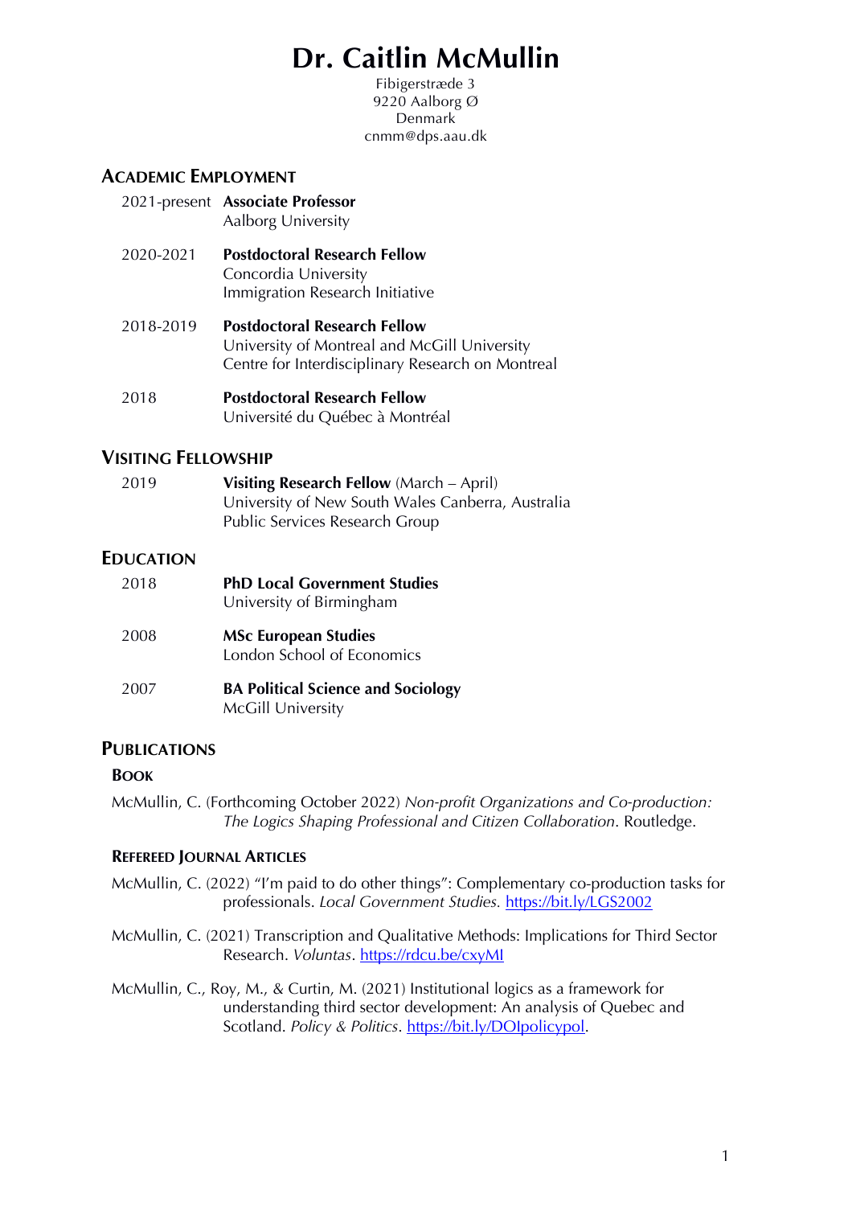# Dr. Caitlin McMullin

Fibigerstræde 3
9220 Aalborg Ø
Denmark
cnmm@dps.aau.dk

## Academic Employment

2021-present **Associate Professor**
Aalborg University

2020-2021 **Postdoctoral Research Fellow**
Concordia University
Immigration Research Initiative

2018-2019 **Postdoctoral Research Fellow**
University of Montreal and McGill University
Centre for Interdisciplinary Research on Montreal

2018 **Postdoctoral Research Fellow**
Université du Québec à Montréal

## Visiting Fellowship

2019 **Visiting Research Fellow** (March – April)
University of New South Wales Canberra, Australia
Public Services Research Group

## Education

2018 **PhD Local Government Studies**
University of Birmingham

2008 **MSc European Studies**
London School of Economics

2007 **BA Political Science and Sociology**
McGill University

## Publications

### Book

McMullin, C. (Forthcoming October 2022) *Non-profit Organizations and Co-production: The Logics Shaping Professional and Citizen Collaboration*. Routledge.

### Refereed Journal Articles

McMullin, C. (2022) "I'm paid to do other things": Complementary co-production tasks for professionals. *Local Government Studies.* https://bit.ly/LGS2002

McMullin, C. (2021) Transcription and Qualitative Methods: Implications for Third Sector Research. *Voluntas*. https://rdcu.be/cxyMI

McMullin, C., Roy, M., & Curtin, M. (2021) Institutional logics as a framework for understanding third sector development: An analysis of Quebec and Scotland. *Policy & Politics*. https://bit.ly/DOIpolicypol.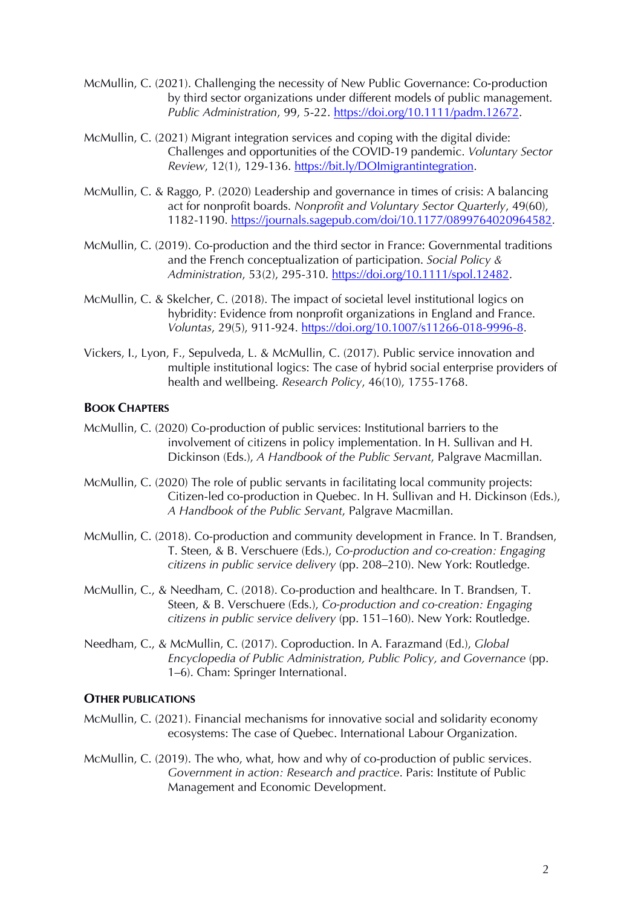McMullin, C. (2021). Challenging the necessity of New Public Governance: Co-production by third sector organizations under different models of public management. *Public Administration*, 99, 5-22. https://doi.org/10.1111/padm.12672.

McMullin, C. (2021) Migrant integration services and coping with the digital divide: Challenges and opportunities of the COVID-19 pandemic. *Voluntary Sector Review*, 12(1), 129-136. https://bit.ly/DOImigrantintegration.

McMullin, C. & Raggo, P. (2020) Leadership and governance in times of crisis: A balancing act for nonprofit boards. *Nonprofit and Voluntary Sector Quarterly*, 49(60), 1182-1190. https://journals.sagepub.com/doi/10.1177/0899764020964582.

McMullin, C. (2019). Co-production and the third sector in France: Governmental traditions and the French conceptualization of participation. *Social Policy & Administration*, 53(2), 295-310. https://doi.org/10.1111/spol.12482.

McMullin, C. & Skelcher, C. (2018). The impact of societal level institutional logics on hybridity: Evidence from nonprofit organizations in England and France. *Voluntas*, 29(5), 911-924. https://doi.org/10.1007/s11266-018-9996-8.

Vickers, I., Lyon, F., Sepulveda, L. & McMullin, C. (2017). Public service innovation and multiple institutional logics: The case of hybrid social enterprise providers of health and wellbeing. *Research Policy*, 46(10), 1755-1768.

## BOOK CHAPTERS

McMullin, C. (2020) Co-production of public services: Institutional barriers to the involvement of citizens in policy implementation. In H. Sullivan and H. Dickinson (Eds.), *A Handbook of the Public Servant*, Palgrave Macmillan.

McMullin, C. (2020) The role of public servants in facilitating local community projects: Citizen-led co-production in Quebec. In H. Sullivan and H. Dickinson (Eds.), *A Handbook of the Public Servant*, Palgrave Macmillan.

McMullin, C. (2018). Co-production and community development in France. In T. Brandsen, T. Steen, & B. Verschuere (Eds.), *Co-production and co-creation: Engaging citizens in public service delivery* (pp. 208–210). New York: Routledge.

McMullin, C., & Needham, C. (2018). Co-production and healthcare. In T. Brandsen, T. Steen, & B. Verschuere (Eds.), *Co-production and co-creation: Engaging citizens in public service delivery* (pp. 151–160). New York: Routledge.

Needham, C., & McMullin, C. (2017). Coproduction. In A. Farazmand (Ed.), *Global Encyclopedia of Public Administration, Public Policy, and Governance* (pp. 1–6). Cham: Springer International.

## OTHER PUBLICATIONS

McMullin, C. (2021). Financial mechanisms for innovative social and solidarity economy ecosystems: The case of Quebec. International Labour Organization.

McMullin, C. (2019). The who, what, how and why of co-production of public services. *Government in action: Research and practice*. Paris: Institute of Public Management and Economic Development.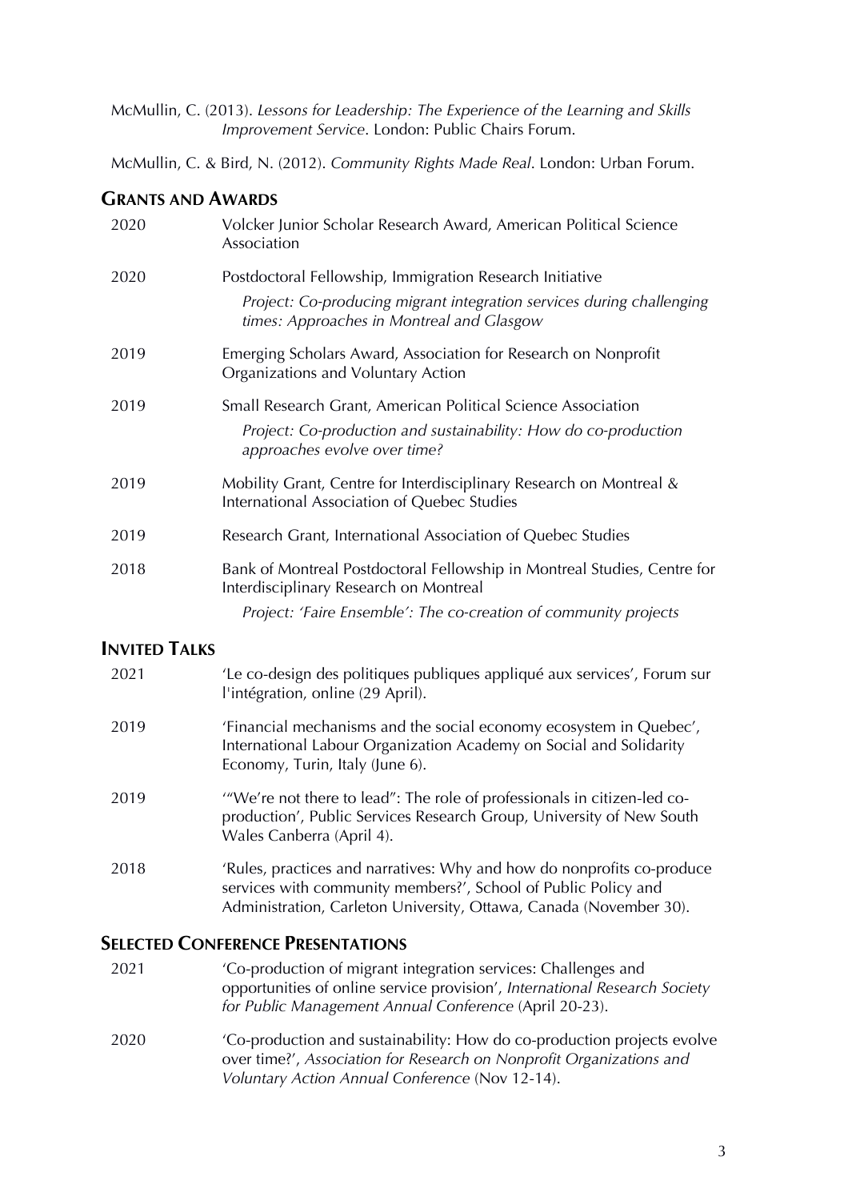McMullin, C. (2013). *Lessons for Leadership: The Experience of the Learning and Skills Improvement Service*. London: Public Chairs Forum.

McMullin, C. & Bird, N. (2012). *Community Rights Made Real*. London: Urban Forum.

## Grants and Awards

2020 Volcker Junior Scholar Research Award, American Political Science Association

2020 Postdoctoral Fellowship, Immigration Research Initiative

*Project: Co-producing migrant integration services during challenging times: Approaches in Montreal and Glasgow*

2019 Emerging Scholars Award, Association for Research on Nonprofit Organizations and Voluntary Action

2019 Small Research Grant, American Political Science Association

*Project: Co-production and sustainability: How do co-production approaches evolve over time?*

2019 Mobility Grant, Centre for Interdisciplinary Research on Montreal & International Association of Quebec Studies

2019 Research Grant, International Association of Quebec Studies

2018 Bank of Montreal Postdoctoral Fellowship in Montreal Studies, Centre for Interdisciplinary Research on Montreal

*Project: 'Faire Ensemble': The co-creation of community projects*

## Invited Talks

2021 'Le co-design des politiques publiques appliqué aux services', Forum sur l'intégration, online (29 April).

2019 'Financial mechanisms and the social economy ecosystem in Quebec', International Labour Organization Academy on Social and Solidarity Economy, Turin, Italy (June 6).

2019 '"We're not there to lead": The role of professionals in citizen-led co-production', Public Services Research Group, University of New South Wales Canberra (April 4).

2018 'Rules, practices and narratives: Why and how do nonprofits co-produce services with community members?', School of Public Policy and Administration, Carleton University, Ottawa, Canada (November 30).

## Selected Conference Presentations

2021 'Co-production of migrant integration services: Challenges and opportunities of online service provision', *International Research Society for Public Management Annual Conference* (April 20-23).

2020 'Co-production and sustainability: How do co-production projects evolve over time?', *Association for Research on Nonprofit Organizations and Voluntary Action Annual Conference* (Nov 12-14).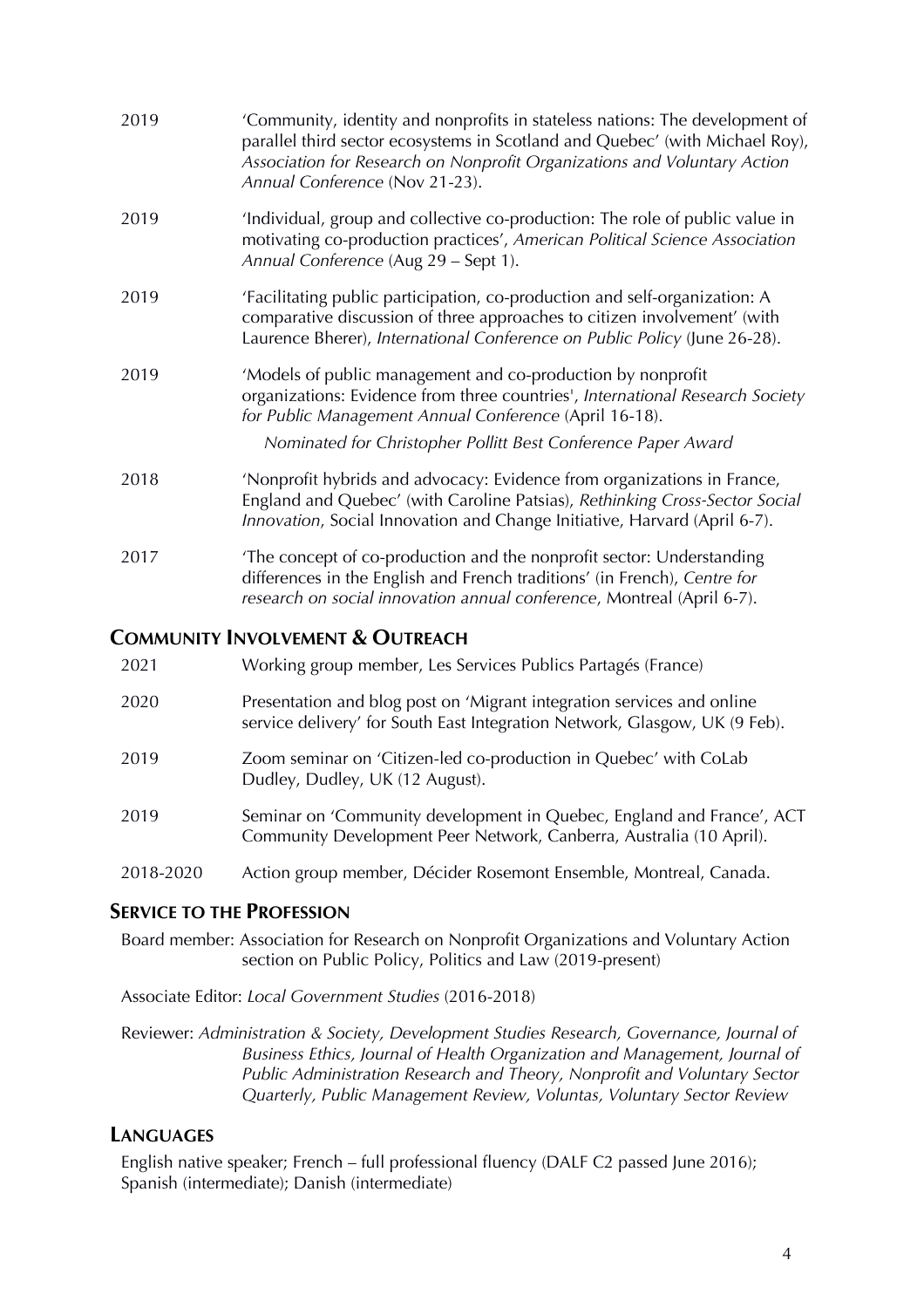2019 'Community, identity and nonprofits in stateless nations: The development of parallel third sector ecosystems in Scotland and Quebec' (with Michael Roy), *Association for Research on Nonprofit Organizations and Voluntary Action Annual Conference* (Nov 21-23).

2019 'Individual, group and collective co-production: The role of public value in motivating co-production practices', *American Political Science Association Annual Conference* (Aug 29 – Sept 1).

2019 'Facilitating public participation, co-production and self-organization: A comparative discussion of three approaches to citizen involvement' (with Laurence Bherer), *International Conference on Public Policy* (June 26-28).

2019 'Models of public management and co-production by nonprofit organizations: Evidence from three countries', *International Research Society for Public Management Annual Conference* (April 16-18).

*Nominated for Christopher Pollitt Best Conference Paper Award*

2018 'Nonprofit hybrids and advocacy: Evidence from organizations in France, England and Quebec' (with Caroline Patsias), *Rethinking Cross-Sector Social Innovation*, Social Innovation and Change Initiative, Harvard (April 6-7).

2017 'The concept of co-production and the nonprofit sector: Understanding differences in the English and French traditions' (in French), *Centre for research on social innovation annual conference*, Montreal (April 6-7).

## Community Involvement & Outreach

2021 Working group member, Les Services Publics Partagés (France)

2020 Presentation and blog post on 'Migrant integration services and online service delivery' for South East Integration Network, Glasgow, UK (9 Feb).

2019 Zoom seminar on 'Citizen-led co-production in Quebec' with CoLab Dudley, Dudley, UK (12 August).

2019 Seminar on 'Community development in Quebec, England and France', ACT Community Development Peer Network, Canberra, Australia (10 April).

2018-2020 Action group member, Décider Rosemont Ensemble, Montreal, Canada.

## Service to the Profession

Board member: Association for Research on Nonprofit Organizations and Voluntary Action section on Public Policy, Politics and Law (2019-present)

Associate Editor: *Local Government Studies* (2016-2018)

Reviewer: *Administration & Society, Development Studies Research, Governance, Journal of Business Ethics, Journal of Health Organization and Management, Journal of Public Administration Research and Theory, Nonprofit and Voluntary Sector Quarterly, Public Management Review, Voluntas, Voluntary Sector Review*

## Languages

English native speaker; French – full professional fluency (DALF C2 passed June 2016); Spanish (intermediate); Danish (intermediate)